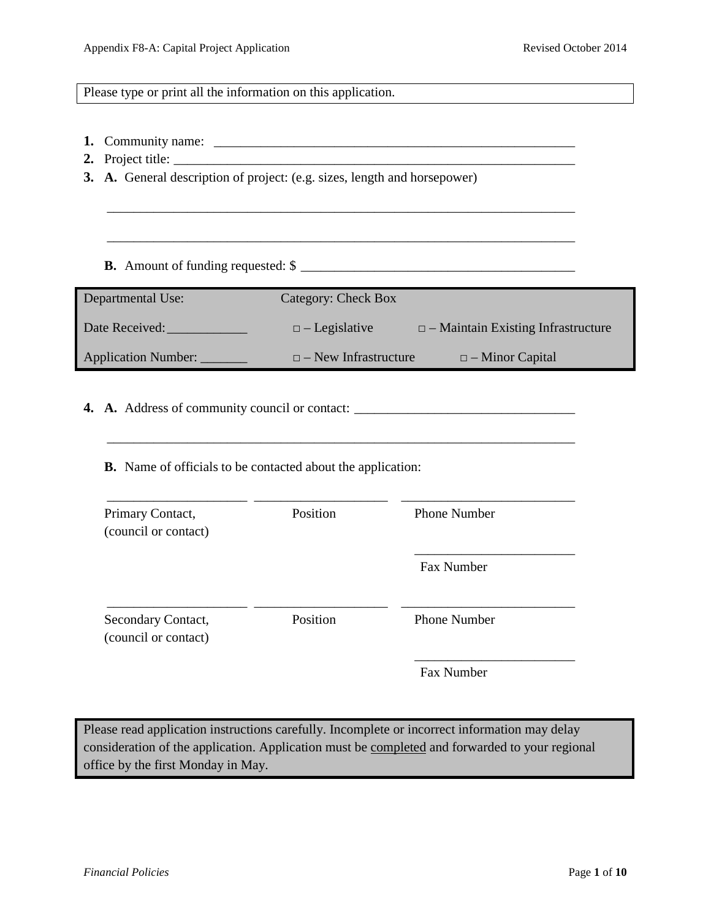Please type or print all the information on this application.

1. **Community name:** ________________________________________________________
2. **Project title:** ____________________________________________________________
3. **A.** General description of project: (e.g. sizes, length and horsepower)

   ______________________________________________________________________

   ______________________________________________________________________

   **B.** Amount of funding requested: $ ________________________________________

| Departmental Use: | Category: Check Box | |
|---|---|---|
| Date Received: ____________ | □ – Legislative | □ – Maintain Existing Infrastructure |
| Application Number: _______ | □ – New Infrastructure | □ – Minor Capital |

4. **A.** Address of community council or contact: _________________________________

   ______________________________________________________________________

   **B.** Name of officials to be contacted about the application:

| _____________________ | ____________________ | _________________________ |
|---|---|---|
| Primary Contact, (council or contact) | Position | Phone Number |
| | | _______________________ |
| | | Fax Number |
| _____________________ | ____________________ | _________________________ |
| Secondary Contact, (council or contact) | Position | Phone Number |
| | | _______________________ |
| | | Fax Number |

Please read application instructions carefully. Incomplete or incorrect information may delay consideration of the application. Application must be <u>completed</u> and forwarded to your regional office by the first Monday in May.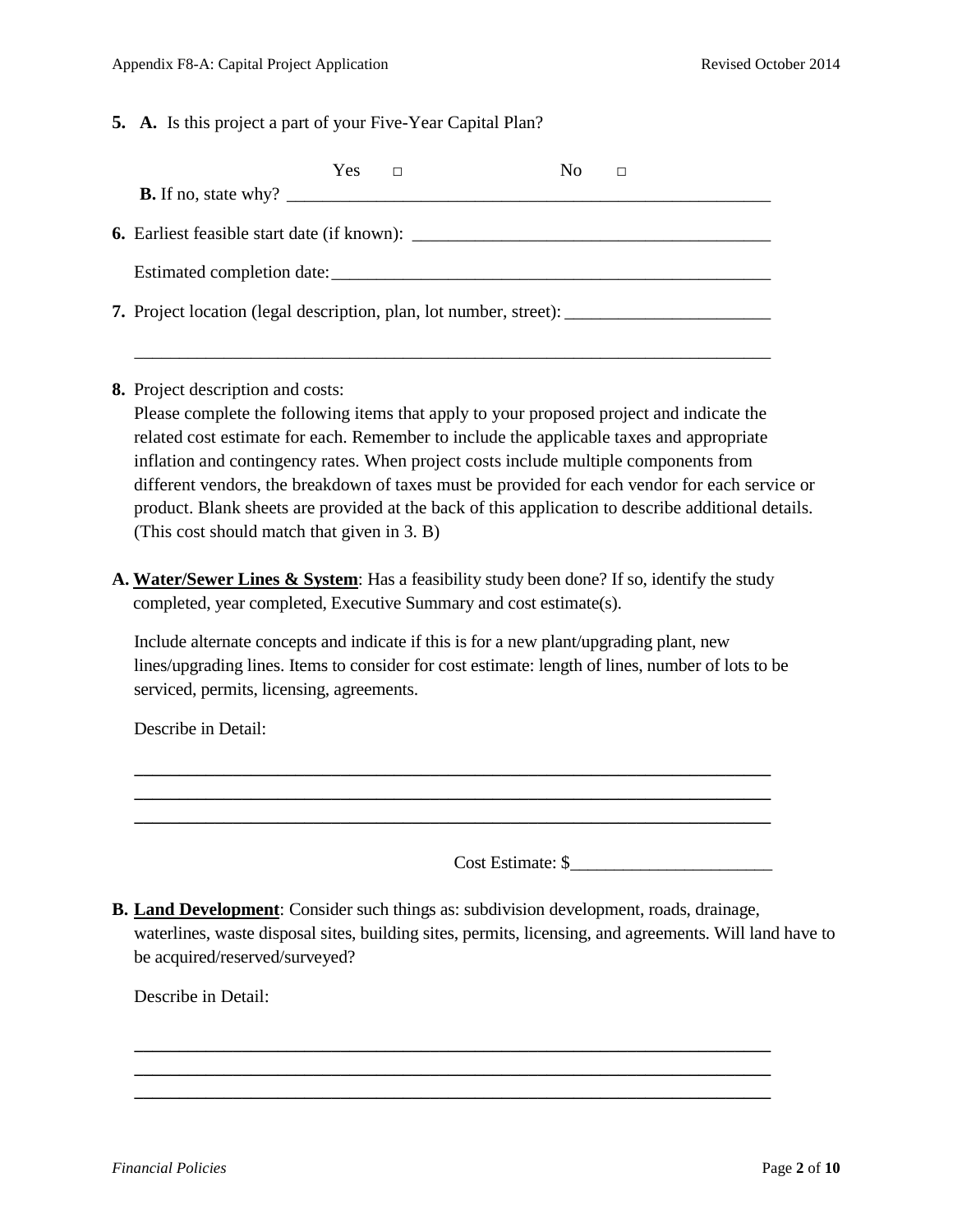**5. A.** Is this project a part of your Five-Year Capital Plan?

Yes ☐ No ☐

**B.** If no, state why? ________________________________________________________

**6.** Earliest feasible start date (if known): ________________________________________

Estimated completion date: ________________________________________________

**7.** Project location (legal description, plan, lot number, street): _______________________

_________________________________________________________________________

**8.** Project description and costs:

Please complete the following items that apply to your proposed project and indicate the related cost estimate for each. Remember to include the applicable taxes and appropriate inflation and contingency rates. When project costs include multiple components from different vendors, the breakdown of taxes must be provided for each vendor for each service or product. Blank sheets are provided at the back of this application to describe additional details. (This cost should match that given in 3. B)

**A. Water/Sewer Lines & System**: Has a feasibility study been done? If so, identify the study completed, year completed, Executive Summary and cost estimate(s).

Include alternate concepts and indicate if this is for a new plant/upgrading plant, new lines/upgrading lines. Items to consider for cost estimate: length of lines, number of lots to be serviced, permits, licensing, agreements.

Describe in Detail:

_________________________________________________________________________

_________________________________________________________________________

_________________________________________________________________________

Cost Estimate: $______________________

**B. Land Development**: Consider such things as: subdivision development, roads, drainage, waterlines, waste disposal sites, building sites, permits, licensing, and agreements. Will land have to be acquired/reserved/surveyed?

Describe in Detail:

_________________________________________________________________________

_________________________________________________________________________

_________________________________________________________________________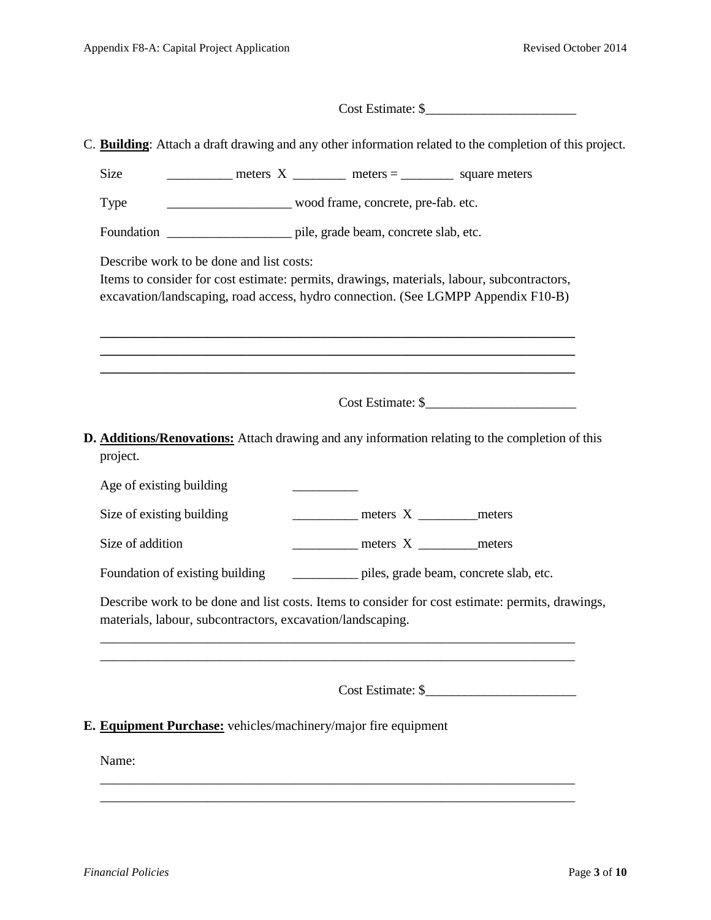Cost Estimate: $______________________

C. **Building**: Attach a draft drawing and any other information related to the completion of this project.

Size __________ meters X ________ meters = ________ square meters

Type ___________________ wood frame, concrete, pre-fab. etc.

Foundation ___________________ pile, grade beam, concrete slab, etc.

Describe work to be done and list costs:
Items to consider for cost estimate: permits, drawings, materials, labour, subcontractors, excavation/landscaping, road access, hydro connection. (See LGMPP Appendix F10-B)

___________________________________________________________________________
___________________________________________________________________________
___________________________________________________________________________

Cost Estimate: $______________________

**D. Additions/Renovations:** Attach drawing and any information relating to the completion of this project.

Age of existing building __________

Size of existing building __________ meters X _________meters

Size of addition __________ meters X _________meters

Foundation of existing building __________ piles, grade beam, concrete slab, etc.

Describe work to be done and list costs. Items to consider for cost estimate: permits, drawings, materials, labour, subcontractors, excavation/landscaping.

___________________________________________________________________________
___________________________________________________________________________

Cost Estimate: $______________________

**E. Equipment Purchase:** vehicles/machinery/major fire equipment

Name:

___________________________________________________________________________
___________________________________________________________________________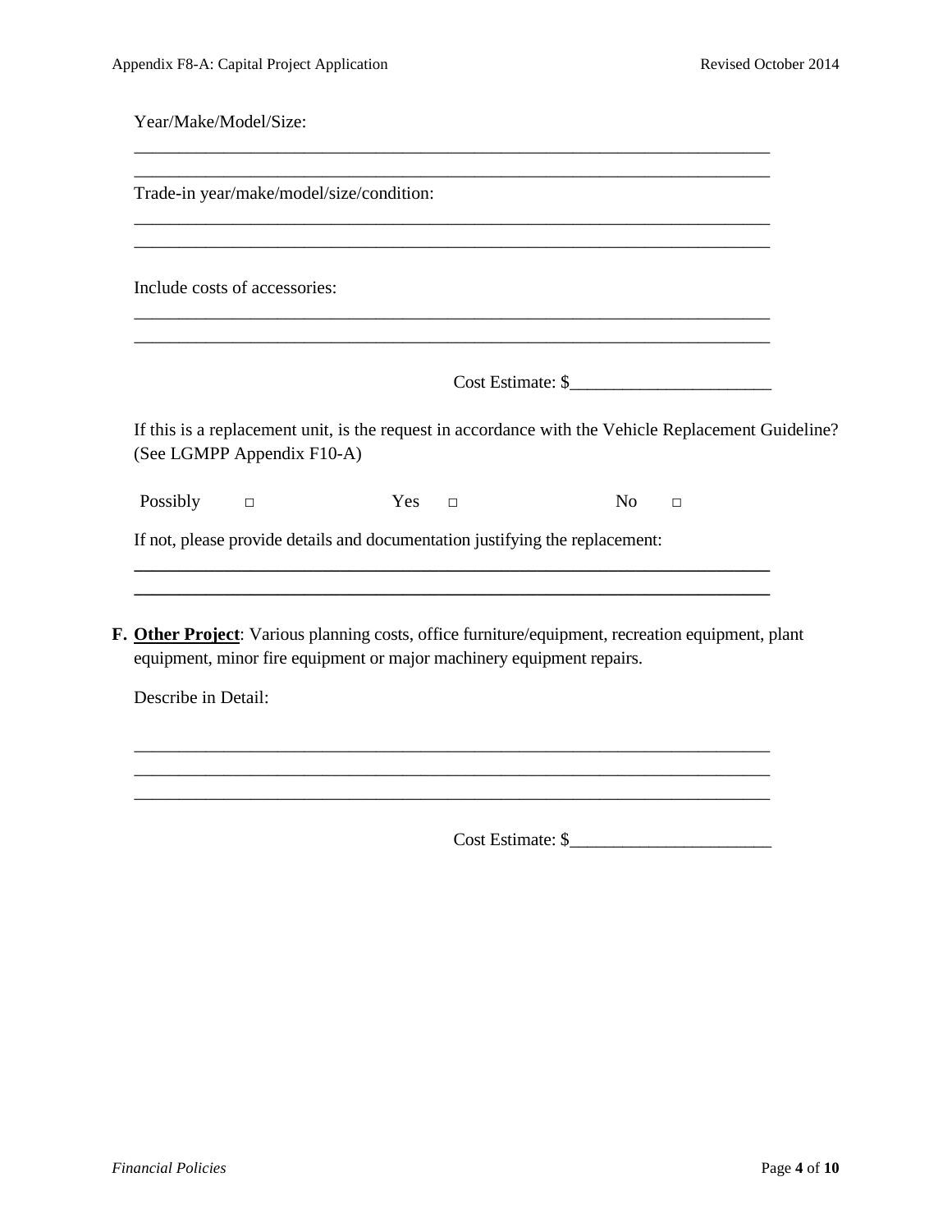Year/Make/Model/Size:

\_\_\_\_\_\_\_\_\_\_\_\_\_\_\_\_\_\_\_\_\_\_\_\_\_\_\_\_\_\_\_\_\_\_\_\_\_\_\_\_\_\_\_\_\_\_\_\_\_\_\_\_\_\_\_\_\_\_\_\_\_\_\_\_\_\_\_\_\_\_\_\_

\_\_\_\_\_\_\_\_\_\_\_\_\_\_\_\_\_\_\_\_\_\_\_\_\_\_\_\_\_\_\_\_\_\_\_\_\_\_\_\_\_\_\_\_\_\_\_\_\_\_\_\_\_\_\_\_\_\_\_\_\_\_\_\_\_\_\_\_\_\_\_\_

Trade-in year/make/model/size/condition:

\_\_\_\_\_\_\_\_\_\_\_\_\_\_\_\_\_\_\_\_\_\_\_\_\_\_\_\_\_\_\_\_\_\_\_\_\_\_\_\_\_\_\_\_\_\_\_\_\_\_\_\_\_\_\_\_\_\_\_\_\_\_\_\_\_\_\_\_\_\_\_\_

\_\_\_\_\_\_\_\_\_\_\_\_\_\_\_\_\_\_\_\_\_\_\_\_\_\_\_\_\_\_\_\_\_\_\_\_\_\_\_\_\_\_\_\_\_\_\_\_\_\_\_\_\_\_\_\_\_\_\_\_\_\_\_\_\_\_\_\_\_\_\_\_

Include costs of accessories:

\_\_\_\_\_\_\_\_\_\_\_\_\_\_\_\_\_\_\_\_\_\_\_\_\_\_\_\_\_\_\_\_\_\_\_\_\_\_\_\_\_\_\_\_\_\_\_\_\_\_\_\_\_\_\_\_\_\_\_\_\_\_\_\_\_\_\_\_\_\_\_\_

\_\_\_\_\_\_\_\_\_\_\_\_\_\_\_\_\_\_\_\_\_\_\_\_\_\_\_\_\_\_\_\_\_\_\_\_\_\_\_\_\_\_\_\_\_\_\_\_\_\_\_\_\_\_\_\_\_\_\_\_\_\_\_\_\_\_\_\_\_\_\_\_

Cost Estimate: $\_\_\_\_\_\_\_\_\_\_\_\_\_\_\_\_\_\_\_\_\_\_

If this is a replacement unit, is the request in accordance with the Vehicle Replacement Guideline? (See LGMPP Appendix F10-A)

Possibly □ Yes □ No □

If not, please provide details and documentation justifying the replacement:

\_\_\_\_\_\_\_\_\_\_\_\_\_\_\_\_\_\_\_\_\_\_\_\_\_\_\_\_\_\_\_\_\_\_\_\_\_\_\_\_\_\_\_\_\_\_\_\_\_\_\_\_\_\_\_\_\_\_\_\_\_\_\_\_\_\_\_\_\_\_\_\_

\_\_\_\_\_\_\_\_\_\_\_\_\_\_\_\_\_\_\_\_\_\_\_\_\_\_\_\_\_\_\_\_\_\_\_\_\_\_\_\_\_\_\_\_\_\_\_\_\_\_\_\_\_\_\_\_\_\_\_\_\_\_\_\_\_\_\_\_\_\_\_\_

**F. Other Project**: Various planning costs, office furniture/equipment, recreation equipment, plant equipment, minor fire equipment or major machinery equipment repairs.

Describe in Detail:

\_\_\_\_\_\_\_\_\_\_\_\_\_\_\_\_\_\_\_\_\_\_\_\_\_\_\_\_\_\_\_\_\_\_\_\_\_\_\_\_\_\_\_\_\_\_\_\_\_\_\_\_\_\_\_\_\_\_\_\_\_\_\_\_\_\_\_\_\_\_\_\_

\_\_\_\_\_\_\_\_\_\_\_\_\_\_\_\_\_\_\_\_\_\_\_\_\_\_\_\_\_\_\_\_\_\_\_\_\_\_\_\_\_\_\_\_\_\_\_\_\_\_\_\_\_\_\_\_\_\_\_\_\_\_\_\_\_\_\_\_\_\_\_\_

\_\_\_\_\_\_\_\_\_\_\_\_\_\_\_\_\_\_\_\_\_\_\_\_\_\_\_\_\_\_\_\_\_\_\_\_\_\_\_\_\_\_\_\_\_\_\_\_\_\_\_\_\_\_\_\_\_\_\_\_\_\_\_\_\_\_\_\_\_\_\_\_

Cost Estimate: $\_\_\_\_\_\_\_\_\_\_\_\_\_\_\_\_\_\_\_\_\_\_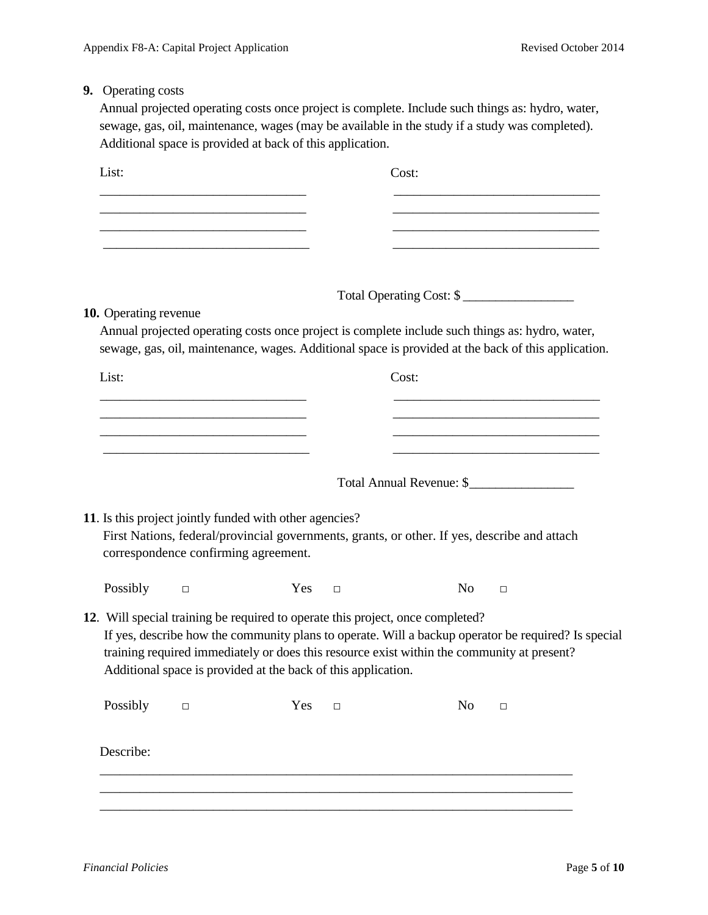**9.** Operating costs

Annual projected operating costs once project is complete. Include such things as: hydro, water, sewage, gas, oil, maintenance, wages (may be available in the study if a study was completed). Additional space is provided at back of this application.

| List: | Cost: |
|---|---|
| ______________________________ | ______________________________ |
| ______________________________ | ______________________________ |
| ______________________________ | ______________________________ |
| ______________________________ | ______________________________ |

Total Operating Cost: $ _________________

**10.** Operating revenue

Annual projected operating costs once project is complete include such things as: hydro, water, sewage, gas, oil, maintenance, wages. Additional space is provided at the back of this application.

| List: | Cost: |
|---|---|
| ______________________________ | ______________________________ |
| ______________________________ | ______________________________ |
| ______________________________ | ______________________________ |
| ______________________________ | ______________________________ |

Total Annual Revenue: $________________

**11**. Is this project jointly funded with other agencies?

First Nations, federal/provincial governments, grants, or other. If yes, describe and attach correspondence confirming agreement.

Possibly □ Yes □ No □

**12**. Will special training be required to operate this project, once completed?

If yes, describe how the community plans to operate. Will a backup operator be required? Is special training required immediately or does this resource exist within the community at present? Additional space is provided at the back of this application.

Possibly □ Yes □ No □

Describe:

______________________________________________________________________

______________________________________________________________________

______________________________________________________________________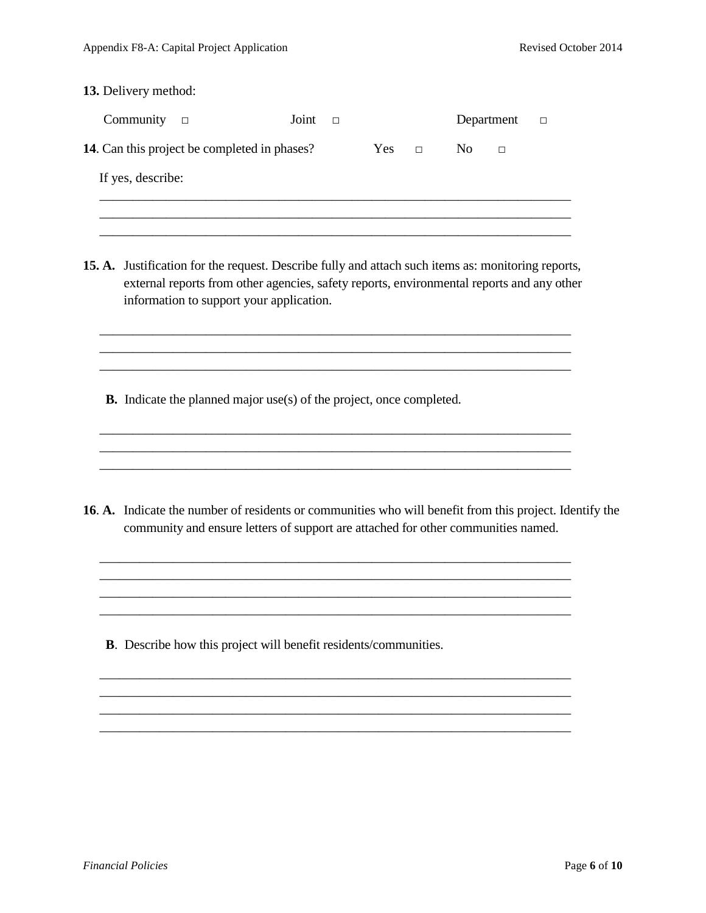**13.** Delivery method:

Community □ Joint □ Department □

**14**. Can this project be completed in phases? Yes □ No □

If yes, describe:

\_\_\_\_\_\_\_\_\_\_\_\_\_\_\_\_\_\_\_\_\_\_\_\_\_\_\_\_\_\_\_\_\_\_\_\_\_\_\_\_\_\_\_\_\_\_\_\_\_\_\_\_\_\_\_\_\_\_\_\_\_\_\_\_\_\_\_\_\_\_\_\_
\_\_\_\_\_\_\_\_\_\_\_\_\_\_\_\_\_\_\_\_\_\_\_\_\_\_\_\_\_\_\_\_\_\_\_\_\_\_\_\_\_\_\_\_\_\_\_\_\_\_\_\_\_\_\_\_\_\_\_\_\_\_\_\_\_\_\_\_\_\_\_\_
\_\_\_\_\_\_\_\_\_\_\_\_\_\_\_\_\_\_\_\_\_\_\_\_\_\_\_\_\_\_\_\_\_\_\_\_\_\_\_\_\_\_\_\_\_\_\_\_\_\_\_\_\_\_\_\_\_\_\_\_\_\_\_\_\_\_\_\_\_\_\_\_

**15. A.** Justification for the request. Describe fully and attach such items as: monitoring reports, external reports from other agencies, safety reports, environmental reports and any other information to support your application.

\_\_\_\_\_\_\_\_\_\_\_\_\_\_\_\_\_\_\_\_\_\_\_\_\_\_\_\_\_\_\_\_\_\_\_\_\_\_\_\_\_\_\_\_\_\_\_\_\_\_\_\_\_\_\_\_\_\_\_\_\_\_\_\_\_\_\_\_\_\_\_\_
\_\_\_\_\_\_\_\_\_\_\_\_\_\_\_\_\_\_\_\_\_\_\_\_\_\_\_\_\_\_\_\_\_\_\_\_\_\_\_\_\_\_\_\_\_\_\_\_\_\_\_\_\_\_\_\_\_\_\_\_\_\_\_\_\_\_\_\_\_\_\_\_
\_\_\_\_\_\_\_\_\_\_\_\_\_\_\_\_\_\_\_\_\_\_\_\_\_\_\_\_\_\_\_\_\_\_\_\_\_\_\_\_\_\_\_\_\_\_\_\_\_\_\_\_\_\_\_\_\_\_\_\_\_\_\_\_\_\_\_\_\_\_\_\_

**B.** Indicate the planned major use(s) of the project, once completed.

\_\_\_\_\_\_\_\_\_\_\_\_\_\_\_\_\_\_\_\_\_\_\_\_\_\_\_\_\_\_\_\_\_\_\_\_\_\_\_\_\_\_\_\_\_\_\_\_\_\_\_\_\_\_\_\_\_\_\_\_\_\_\_\_\_\_\_\_\_\_\_\_
\_\_\_\_\_\_\_\_\_\_\_\_\_\_\_\_\_\_\_\_\_\_\_\_\_\_\_\_\_\_\_\_\_\_\_\_\_\_\_\_\_\_\_\_\_\_\_\_\_\_\_\_\_\_\_\_\_\_\_\_\_\_\_\_\_\_\_\_\_\_\_\_
\_\_\_\_\_\_\_\_\_\_\_\_\_\_\_\_\_\_\_\_\_\_\_\_\_\_\_\_\_\_\_\_\_\_\_\_\_\_\_\_\_\_\_\_\_\_\_\_\_\_\_\_\_\_\_\_\_\_\_\_\_\_\_\_\_\_\_\_\_\_\_\_

**16. A.** Indicate the number of residents or communities who will benefit from this project. Identify the community and ensure letters of support are attached for other communities named.

\_\_\_\_\_\_\_\_\_\_\_\_\_\_\_\_\_\_\_\_\_\_\_\_\_\_\_\_\_\_\_\_\_\_\_\_\_\_\_\_\_\_\_\_\_\_\_\_\_\_\_\_\_\_\_\_\_\_\_\_\_\_\_\_\_\_\_\_\_\_\_\_
\_\_\_\_\_\_\_\_\_\_\_\_\_\_\_\_\_\_\_\_\_\_\_\_\_\_\_\_\_\_\_\_\_\_\_\_\_\_\_\_\_\_\_\_\_\_\_\_\_\_\_\_\_\_\_\_\_\_\_\_\_\_\_\_\_\_\_\_\_\_\_\_
\_\_\_\_\_\_\_\_\_\_\_\_\_\_\_\_\_\_\_\_\_\_\_\_\_\_\_\_\_\_\_\_\_\_\_\_\_\_\_\_\_\_\_\_\_\_\_\_\_\_\_\_\_\_\_\_\_\_\_\_\_\_\_\_\_\_\_\_\_\_\_\_
\_\_\_\_\_\_\_\_\_\_\_\_\_\_\_\_\_\_\_\_\_\_\_\_\_\_\_\_\_\_\_\_\_\_\_\_\_\_\_\_\_\_\_\_\_\_\_\_\_\_\_\_\_\_\_\_\_\_\_\_\_\_\_\_\_\_\_\_\_\_\_\_

**B**. Describe how this project will benefit residents/communities.

\_\_\_\_\_\_\_\_\_\_\_\_\_\_\_\_\_\_\_\_\_\_\_\_\_\_\_\_\_\_\_\_\_\_\_\_\_\_\_\_\_\_\_\_\_\_\_\_\_\_\_\_\_\_\_\_\_\_\_\_\_\_\_\_\_\_\_\_\_\_\_\_
\_\_\_\_\_\_\_\_\_\_\_\_\_\_\_\_\_\_\_\_\_\_\_\_\_\_\_\_\_\_\_\_\_\_\_\_\_\_\_\_\_\_\_\_\_\_\_\_\_\_\_\_\_\_\_\_\_\_\_\_\_\_\_\_\_\_\_\_\_\_\_\_
\_\_\_\_\_\_\_\_\_\_\_\_\_\_\_\_\_\_\_\_\_\_\_\_\_\_\_\_\_\_\_\_\_\_\_\_\_\_\_\_\_\_\_\_\_\_\_\_\_\_\_\_\_\_\_\_\_\_\_\_\_\_\_\_\_\_\_\_\_\_\_\_
\_\_\_\_\_\_\_\_\_\_\_\_\_\_\_\_\_\_\_\_\_\_\_\_\_\_\_\_\_\_\_\_\_\_\_\_\_\_\_\_\_\_\_\_\_\_\_\_\_\_\_\_\_\_\_\_\_\_\_\_\_\_\_\_\_\_\_\_\_\_\_\_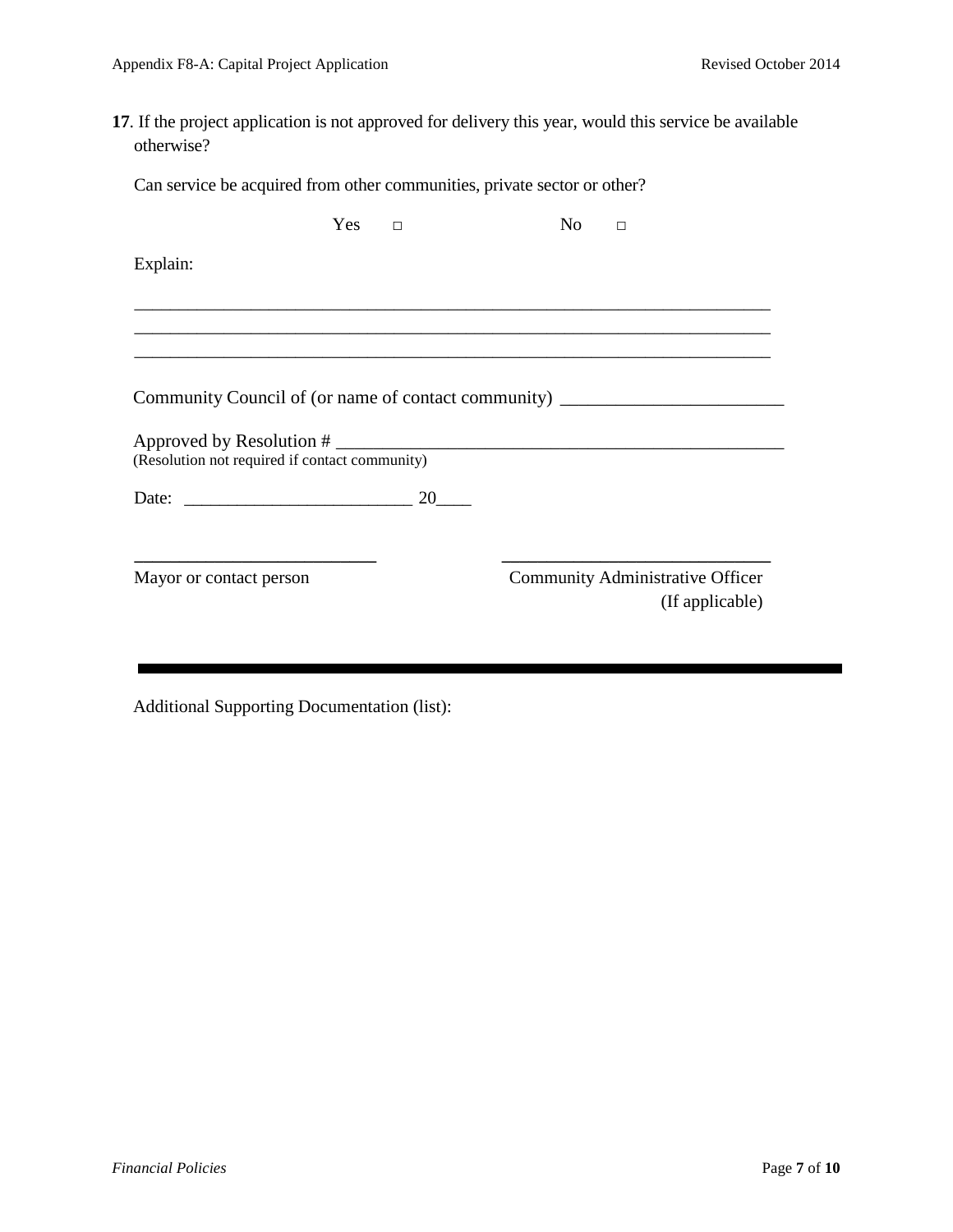**17**. If the project application is not approved for delivery this year, would this service be available otherwise?

Can service be acquired from other communities, private sector or other?

Yes □ No □

Explain:

___________________________________________________________________________
___________________________________________________________________________
___________________________________________________________________________

Community Council of (or name of contact community) ________________________

Approved by Resolution # ___________________________________________________
(Resolution not required if contact community)

Date: _________________________ 20____

___________________________ ______________________________
Mayor or contact person Community Administrative Officer (If applicable)

---

Additional Supporting Documentation (list):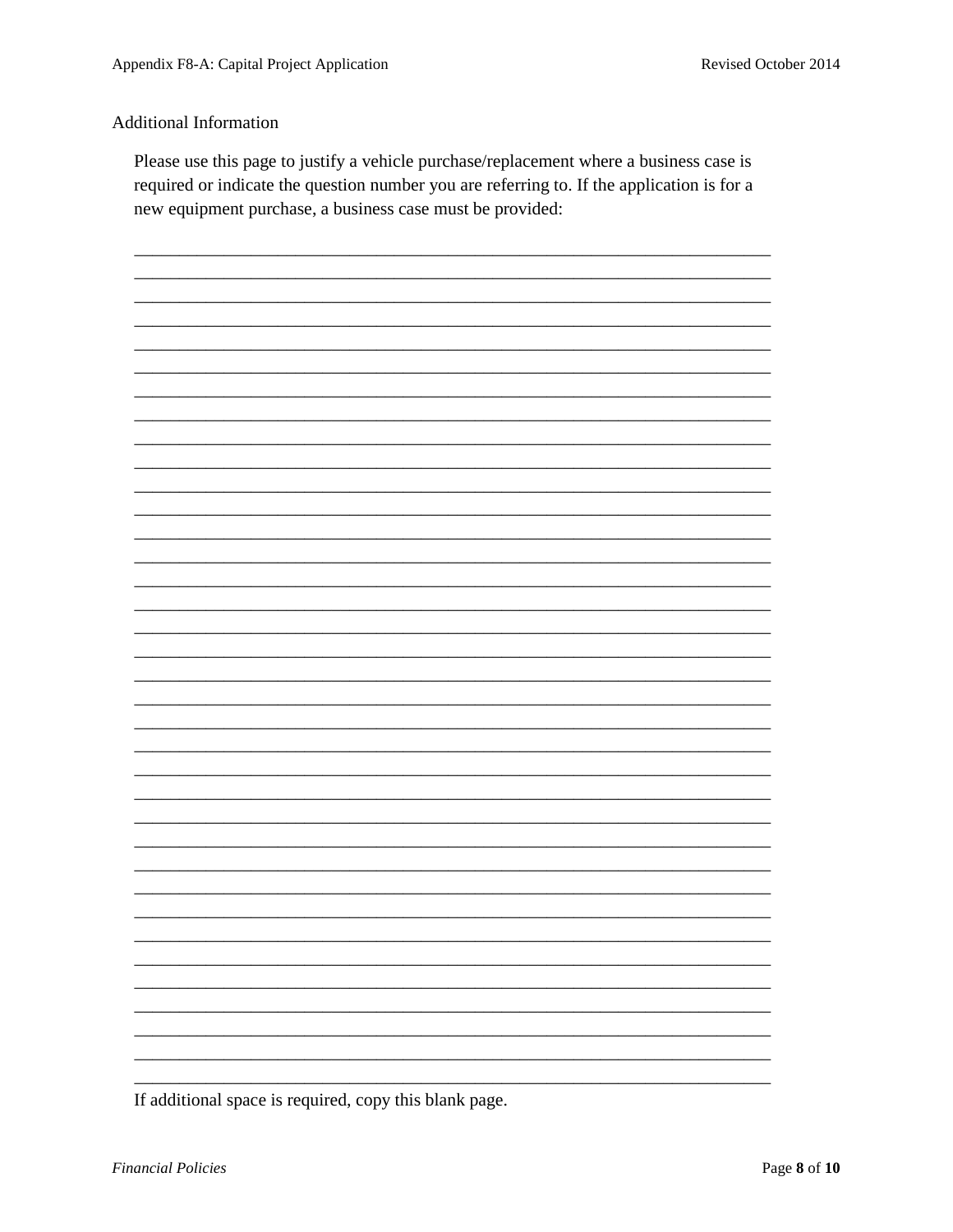## Additional Information

Please use this page to justify a vehicle purchase/replacement where a business case is required or indicate the question number you are referring to. If the application is for a new equipment purchase, a business case must be provided:

___________________________________________________________________________
___________________________________________________________________________
___________________________________________________________________________
___________________________________________________________________________
___________________________________________________________________________
___________________________________________________________________________
___________________________________________________________________________
___________________________________________________________________________
___________________________________________________________________________
___________________________________________________________________________
___________________________________________________________________________
___________________________________________________________________________
___________________________________________________________________________
___________________________________________________________________________
___________________________________________________________________________
___________________________________________________________________________
___________________________________________________________________________
___________________________________________________________________________
___________________________________________________________________________
___________________________________________________________________________
___________________________________________________________________________
___________________________________________________________________________
___________________________________________________________________________
___________________________________________________________________________
___________________________________________________________________________
___________________________________________________________________________
___________________________________________________________________________
___________________________________________________________________________
___________________________________________________________________________
___________________________________________________________________________
___________________________________________________________________________
___________________________________________________________________________
___________________________________________________________________________
___________________________________________________________________________
___________________________________________________________________________
___________________________________________________________________________
___________________________________________________________________________

If additional space is required, copy this blank page.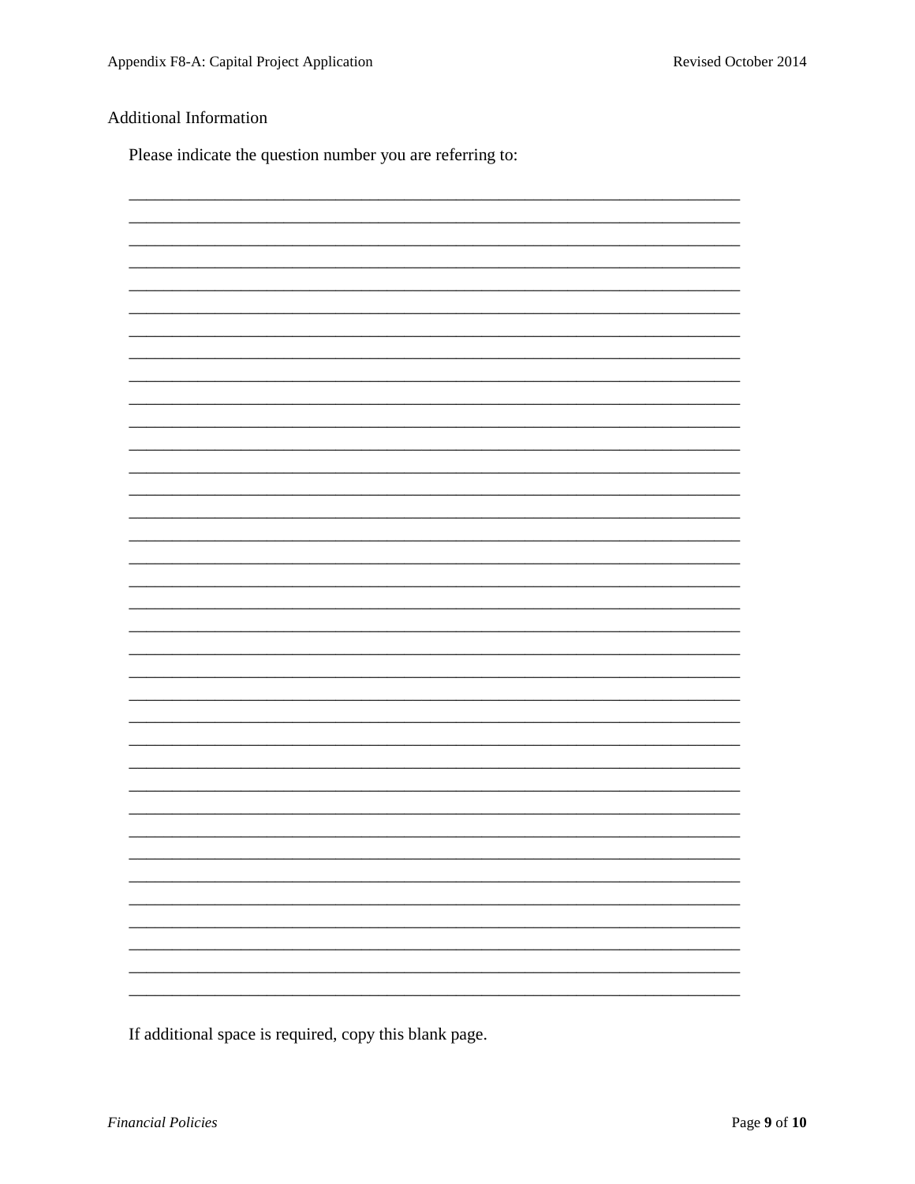## Additional Information

Please indicate the question number you are referring to:

________________________________________________________________________________
________________________________________________________________________________
________________________________________________________________________________
________________________________________________________________________________
________________________________________________________________________________
________________________________________________________________________________
________________________________________________________________________________
________________________________________________________________________________
________________________________________________________________________________
________________________________________________________________________________
________________________________________________________________________________
________________________________________________________________________________
________________________________________________________________________________
________________________________________________________________________________
________________________________________________________________________________
________________________________________________________________________________
________________________________________________________________________________
________________________________________________________________________________
________________________________________________________________________________
________________________________________________________________________________
________________________________________________________________________________
________________________________________________________________________________
________________________________________________________________________________
________________________________________________________________________________
________________________________________________________________________________
________________________________________________________________________________
________________________________________________________________________________
________________________________________________________________________________
________________________________________________________________________________
________________________________________________________________________________
________________________________________________________________________________
________________________________________________________________________________
________________________________________________________________________________
________________________________________________________________________________
________________________________________________________________________________
________________________________________________________________________________
________________________________________________________________________________

If additional space is required, copy this blank page.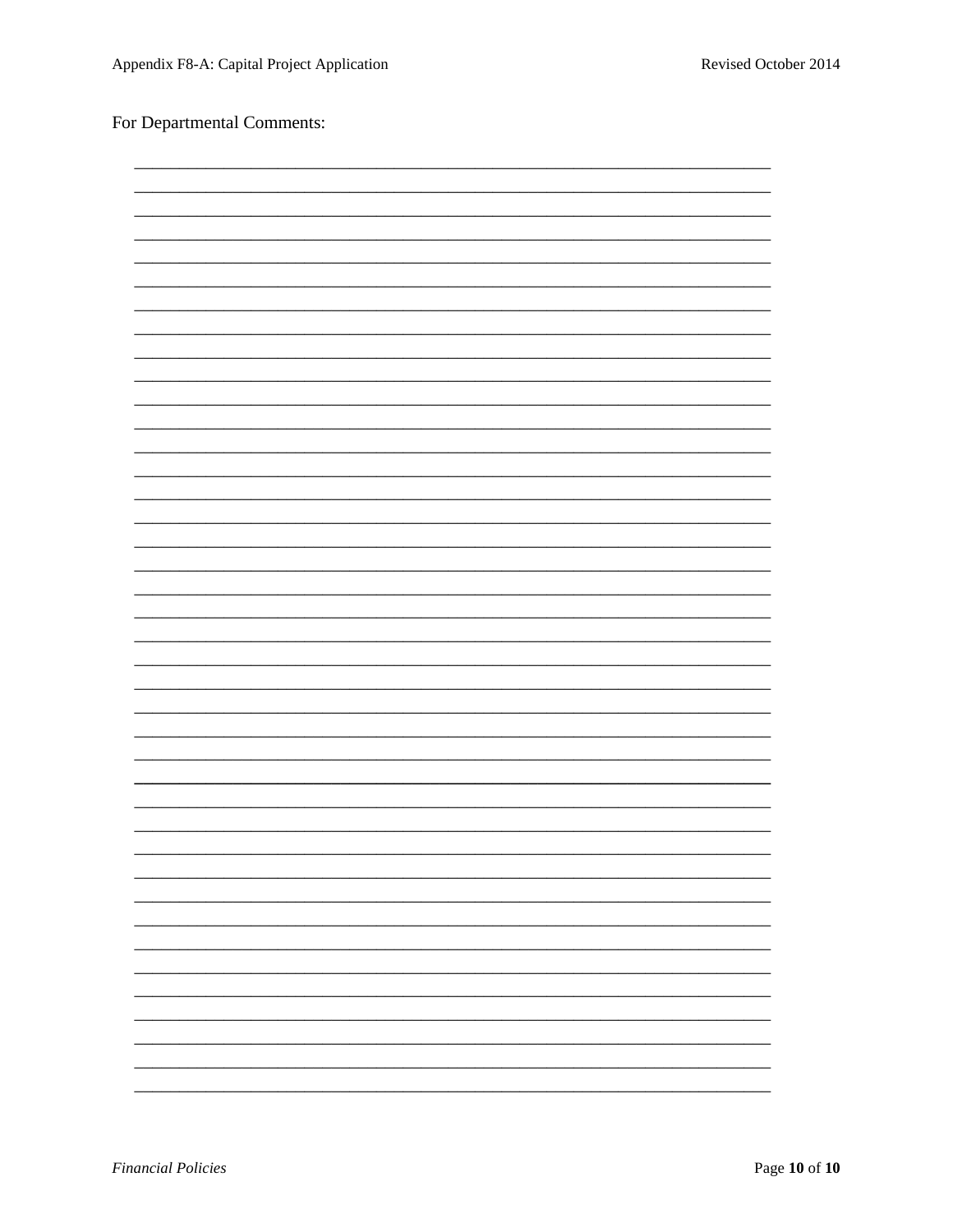For Departmental Comments:

________________________________________________________________________________
________________________________________________________________________________
________________________________________________________________________________
________________________________________________________________________________
________________________________________________________________________________
________________________________________________________________________________
________________________________________________________________________________
________________________________________________________________________________
________________________________________________________________________________
________________________________________________________________________________
________________________________________________________________________________
________________________________________________________________________________
________________________________________________________________________________
________________________________________________________________________________
________________________________________________________________________________
________________________________________________________________________________
________________________________________________________________________________
________________________________________________________________________________
________________________________________________________________________________
________________________________________________________________________________
________________________________________________________________________________
________________________________________________________________________________
________________________________________________________________________________
________________________________________________________________________________
________________________________________________________________________________
________________________________________________________________________________
________________________________________________________________________________
________________________________________________________________________________
________________________________________________________________________________
________________________________________________________________________________
________________________________________________________________________________
________________________________________________________________________________
________________________________________________________________________________
________________________________________________________________________________
________________________________________________________________________________
________________________________________________________________________________
________________________________________________________________________________
________________________________________________________________________________
________________________________________________________________________________
________________________________________________________________________________
________________________________________________________________________________
________________________________________________________________________________
________________________________________________________________________________
________________________________________________________________________________
________________________________________________________________________________
________________________________________________________________________________
________________________________________________________________________________
________________________________________________________________________________
________________________________________________________________________________
________________________________________________________________________________
________________________________________________________________________________
________________________________________________________________________________
________________________________________________________________________________
________________________________________________________________________________
________________________________________________________________________________
________________________________________________________________________________
________________________________________________________________________________
________________________________________________________________________________
________________________________________________________________________________
________________________________________________________________________________
________________________________________________________________________________
________________________________________________________________________________
________________________________________________________________________________
________________________________________________________________________________
________________________________________________________________________________
________________________________________________________________________________